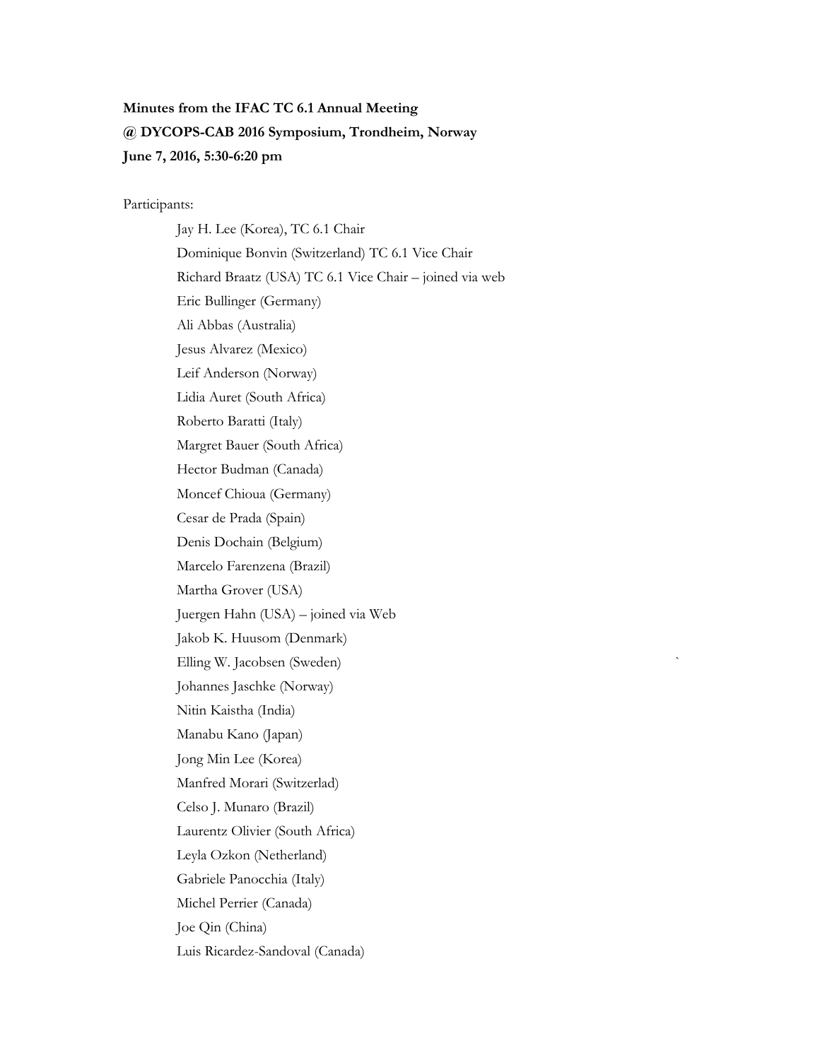**Minutes from the IFAC TC 6.1 Annual Meeting**
**@ DYCOPS-CAB 2016 Symposium, Trondheim, Norway**
**June 7, 2016, 5:30-6:20 pm**

Participants:

Jay H. Lee (Korea), TC 6.1 Chair
Dominique Bonvin (Switzerland) TC 6.1 Vice Chair
Richard Braatz (USA) TC 6.1 Vice Chair – joined via web
Eric Bullinger (Germany)
Ali Abbas (Australia)
Jesus Alvarez (Mexico)
Leif Anderson (Norway)
Lidia Auret (South Africa)
Roberto Baratti (Italy)
Margret Bauer (South Africa)
Hector Budman (Canada)
Moncef Chioua (Germany)
Cesar de Prada (Spain)
Denis Dochain (Belgium)
Marcelo Farenzena (Brazil)
Martha Grover (USA)
Juergen Hahn (USA) – joined via Web
Jakob K. Huusom (Denmark)
Elling W. Jacobsen (Sweden)
Johannes Jaschke (Norway)
Nitin Kaistha (India)
Manabu Kano (Japan)
Jong Min Lee (Korea)
Manfred Morari (Switzerlad)
Celso J. Munaro (Brazil)
Laurentz Olivier (South Africa)
Leyla Ozkon (Netherland)
Gabriele Panocchia (Italy)
Michel Perrier (Canada)
Joe Qin (China)
Luis Ricardez-Sandoval (Canada)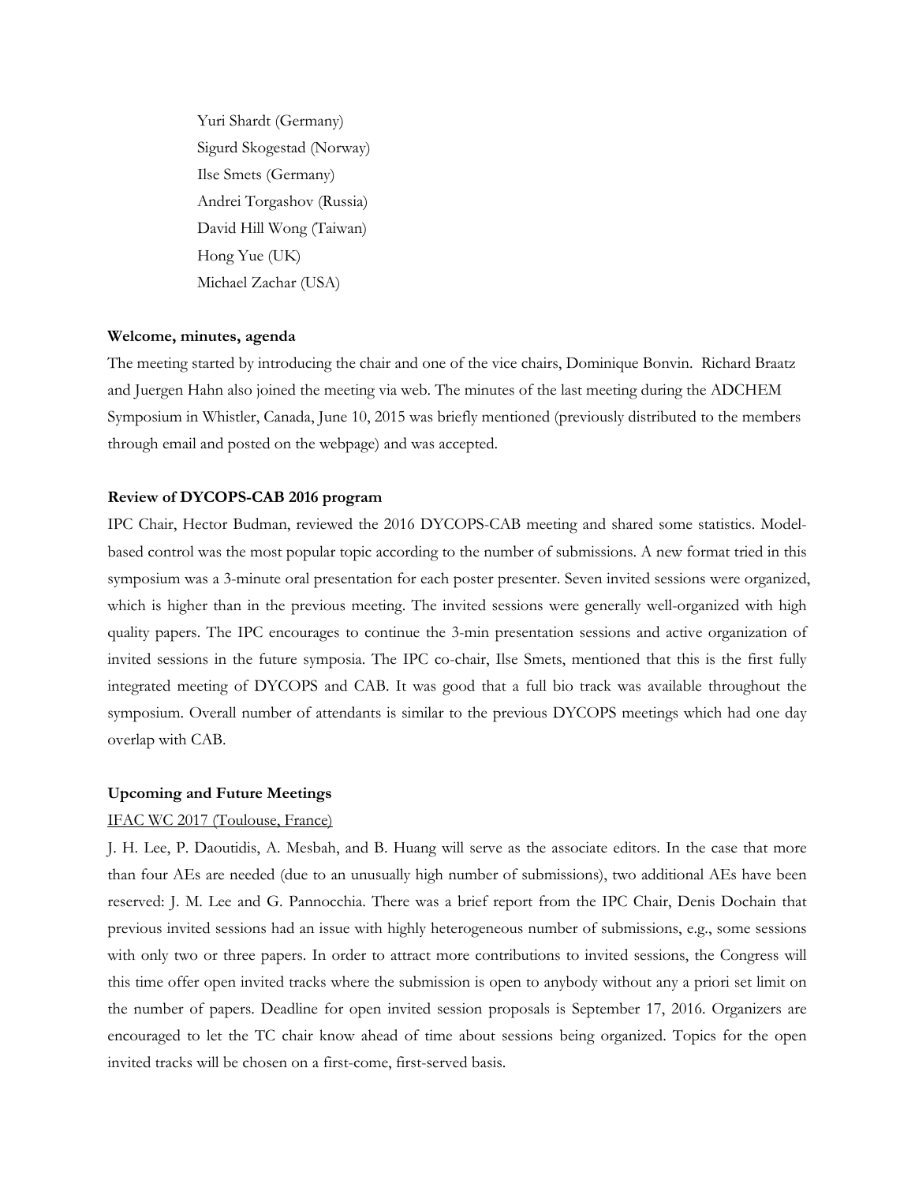Yuri Shardt (Germany)
Sigurd Skogestad (Norway)
Ilse Smets (Germany)
Andrei Torgashov (Russia)
David Hill Wong (Taiwan)
Hong Yue (UK)
Michael Zachar (USA)

**Welcome, minutes, agenda**

The meeting started by introducing the chair and one of the vice chairs, Dominique Bonvin. Richard Braatz and Juergen Hahn also joined the meeting via web. The minutes of the last meeting during the ADCHEM Symposium in Whistler, Canada, June 10, 2015 was briefly mentioned (previously distributed to the members through email and posted on the webpage) and was accepted.

**Review of DYCOPS-CAB 2016 program**

IPC Chair, Hector Budman, reviewed the 2016 DYCOPS-CAB meeting and shared some statistics. Model-based control was the most popular topic according to the number of submissions. A new format tried in this symposium was a 3-minute oral presentation for each poster presenter. Seven invited sessions were organized, which is higher than in the previous meeting. The invited sessions were generally well-organized with high quality papers. The IPC encourages to continue the 3-min presentation sessions and active organization of invited sessions in the future symposia. The IPC co-chair, Ilse Smets, mentioned that this is the first fully integrated meeting of DYCOPS and CAB. It was good that a full bio track was available throughout the symposium. Overall number of attendants is similar to the previous DYCOPS meetings which had one day overlap with CAB.

**Upcoming and Future Meetings**

IFAC WC 2017 (Toulouse, France)

J. H. Lee, P. Daoutidis, A. Mesbah, and B. Huang will serve as the associate editors. In the case that more than four AEs are needed (due to an unusually high number of submissions), two additional AEs have been reserved: J. M. Lee and G. Pannocchia. There was a brief report from the IPC Chair, Denis Dochain that previous invited sessions had an issue with highly heterogeneous number of submissions, e.g., some sessions with only two or three papers. In order to attract more contributions to invited sessions, the Congress will this time offer open invited tracks where the submission is open to anybody without any a priori set limit on the number of papers. Deadline for open invited session proposals is September 17, 2016. Organizers are encouraged to let the TC chair know ahead of time about sessions being organized. Topics for the open invited tracks will be chosen on a first-come, first-served basis.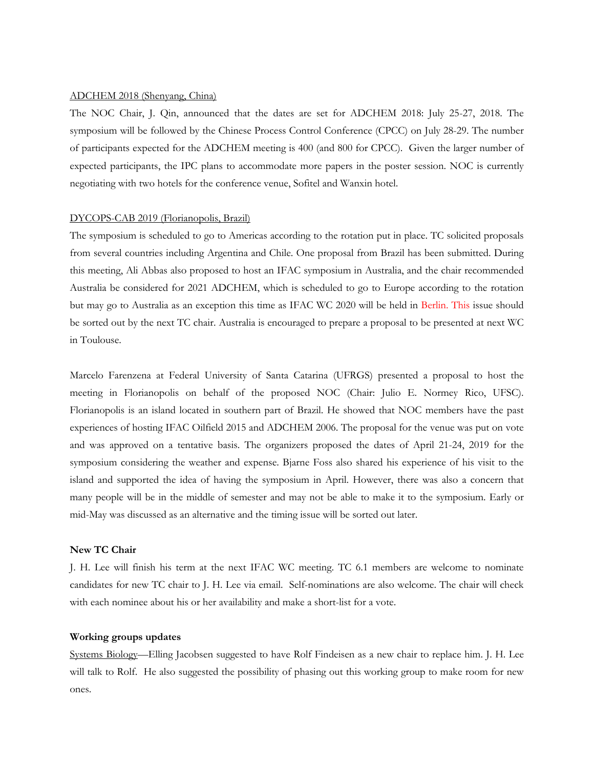ADCHEM 2018 (Shenyang, China)

The NOC Chair, J. Qin, announced that the dates are set for ADCHEM 2018: July 25-27, 2018. The symposium will be followed by the Chinese Process Control Conference (CPCC) on July 28-29. The number of participants expected for the ADCHEM meeting is 400 (and 800 for CPCC). Given the larger number of expected participants, the IPC plans to accommodate more papers in the poster session. NOC is currently negotiating with two hotels for the conference venue, Sofitel and Wanxin hotel.

DYCOPS-CAB 2019 (Florianopolis, Brazil)

The symposium is scheduled to go to Americas according to the rotation put in place. TC solicited proposals from several countries including Argentina and Chile. One proposal from Brazil has been submitted. During this meeting, Ali Abbas also proposed to host an IFAC symposium in Australia, and the chair recommended Australia be considered for 2021 ADCHEM, which is scheduled to go to Europe according to the rotation but may go to Australia as an exception this time as IFAC WC 2020 will be held in Berlin. This issue should be sorted out by the next TC chair. Australia is encouraged to prepare a proposal to be presented at next WC in Toulouse.

Marcelo Farenzena at Federal University of Santa Catarina (UFRGS) presented a proposal to host the meeting in Florianopolis on behalf of the proposed NOC (Chair: Julio E. Normey Rico, UFSC). Florianopolis is an island located in southern part of Brazil. He showed that NOC members have the past experiences of hosting IFAC Oilfield 2015 and ADCHEM 2006. The proposal for the venue was put on vote and was approved on a tentative basis. The organizers proposed the dates of April 21-24, 2019 for the symposium considering the weather and expense. Bjarne Foss also shared his experience of his visit to the island and supported the idea of having the symposium in April. However, there was also a concern that many people will be in the middle of semester and may not be able to make it to the symposium. Early or mid-May was discussed as an alternative and the timing issue will be sorted out later.

**New TC Chair**

J. H. Lee will finish his term at the next IFAC WC meeting. TC 6.1 members are welcome to nominate candidates for new TC chair to J. H. Lee via email. Self-nominations are also welcome. The chair will check with each nominee about his or her availability and make a short-list for a vote.

**Working groups updates**

Systems Biology—Elling Jacobsen suggested to have Rolf Findeisen as a new chair to replace him. J. H. Lee will talk to Rolf. He also suggested the possibility of phasing out this working group to make room for new ones.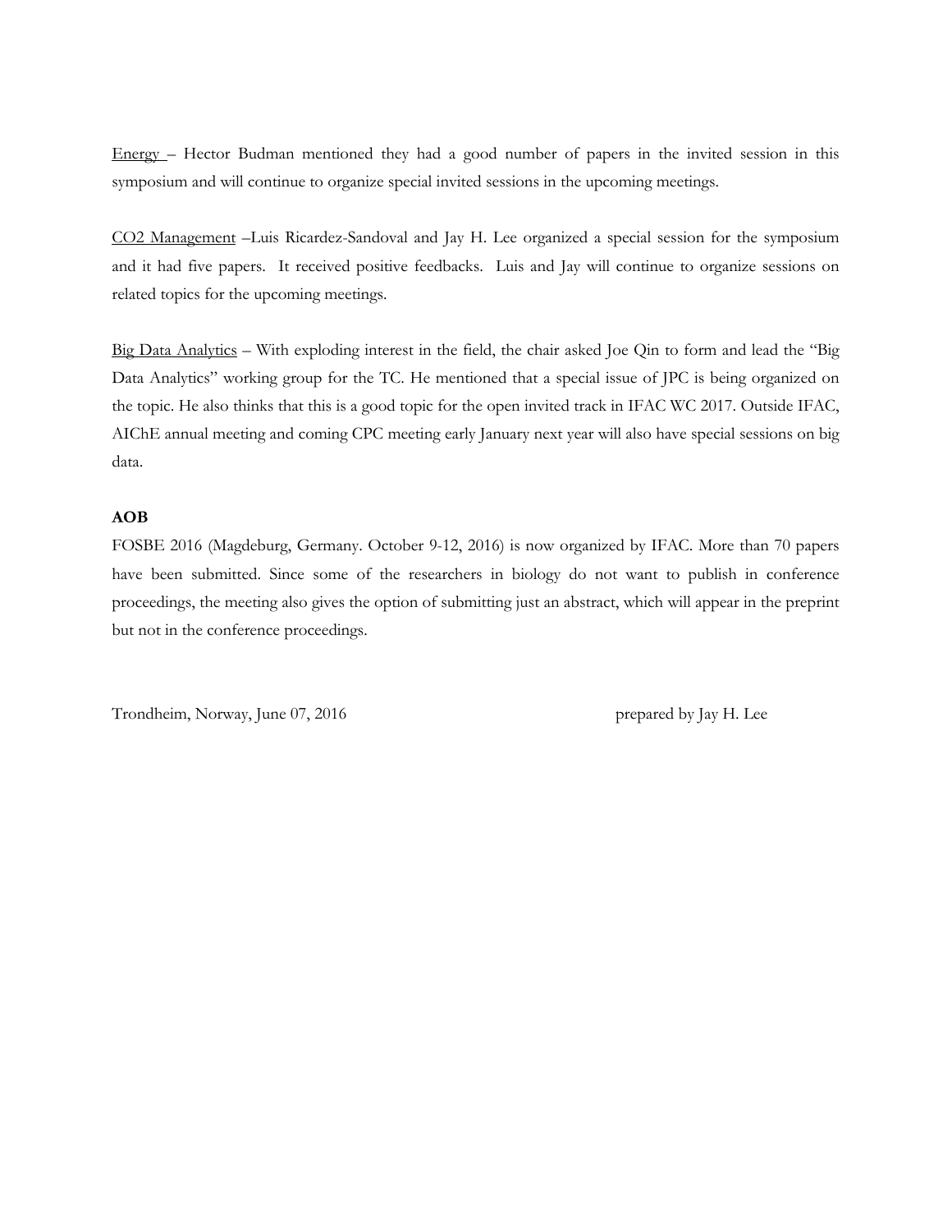Energy – Hector Budman mentioned they had a good number of papers in the invited session in this symposium and will continue to organize special invited sessions in the upcoming meetings.

CO2 Management –Luis Ricardez-Sandoval and Jay H. Lee organized a special session for the symposium and it had five papers. It received positive feedbacks. Luis and Jay will continue to organize sessions on related topics for the upcoming meetings.

Big Data Analytics – With exploding interest in the field, the chair asked Joe Qin to form and lead the "Big Data Analytics" working group for the TC. He mentioned that a special issue of JPC is being organized on the topic. He also thinks that this is a good topic for the open invited track in IFAC WC 2017. Outside IFAC, AIChE annual meeting and coming CPC meeting early January next year will also have special sessions on big data.

**AOB**

FOSBE 2016 (Magdeburg, Germany. October 9-12, 2016) is now organized by IFAC. More than 70 papers have been submitted. Since some of the researchers in biology do not want to publish in conference proceedings, the meeting also gives the option of submitting just an abstract, which will appear in the preprint but not in the conference proceedings.

Trondheim, Norway, June 07, 2016 prepared by Jay H. Lee